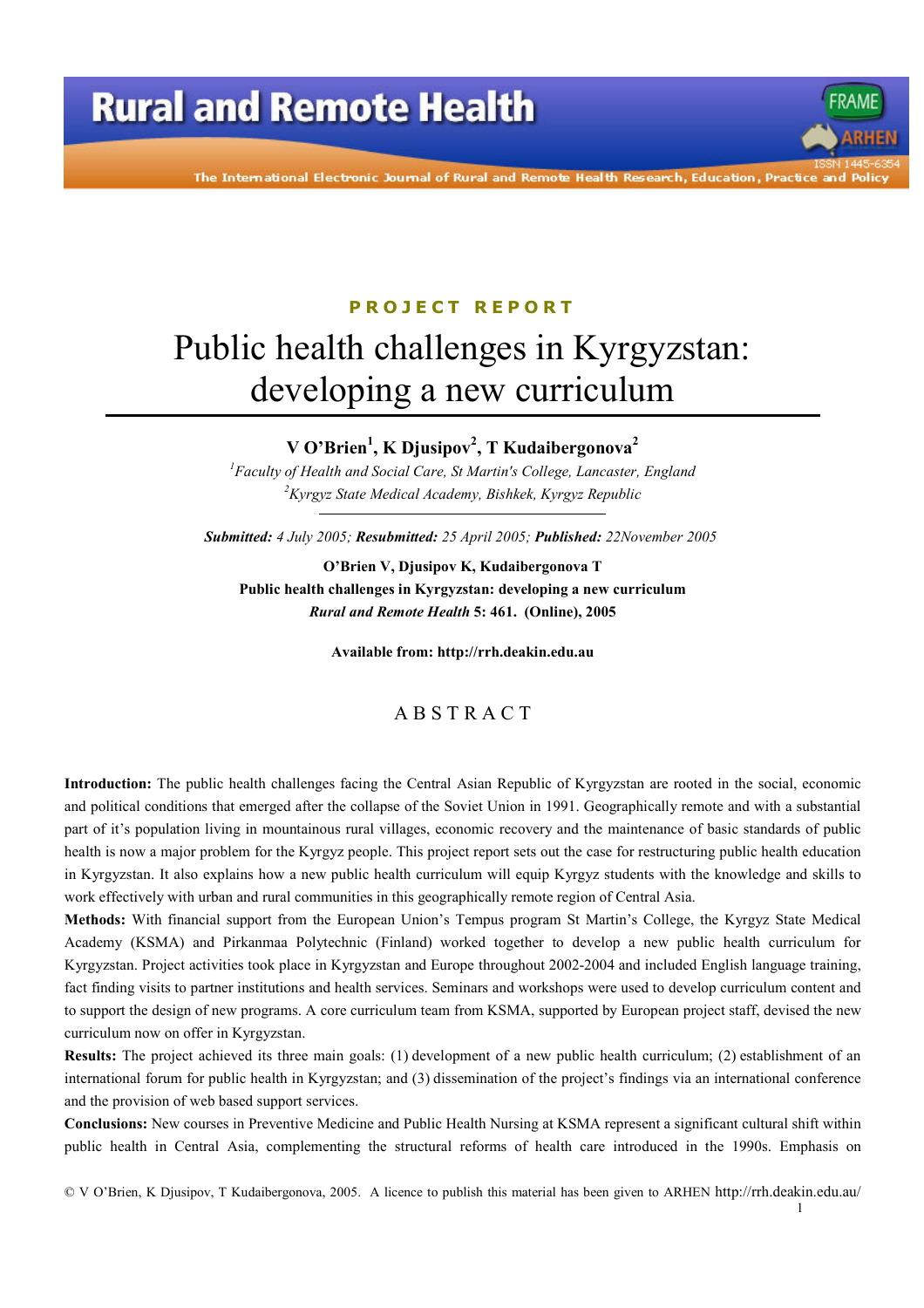PROJECT REPORT

# Public health challenges in Kyrgyzstan: developing a new curriculum

**V O'Brien[1], K Djusipov[2], T Kudaibergonova[2]**

*[1]Faculty of Health and Social Care, St Martin's College, Lancaster, England*
*[2]Kyrgyz State Medical Academy, Bishkek, Kyrgyz Republic*

***Submitted:*** *4 July 2005;* ***Resubmitted:*** *25 April 2005;* ***Published:*** *22November 2005*

**O'Brien V, Djusipov K, Kudaibergonova T**
**Public health challenges in Kyrgyzstan: developing a new curriculum**
***Rural and Remote Health*** **5: 461. (Online), 2005**

**Available from: http://rrh.deakin.edu.au**

## ABSTRACT

**Introduction:** The public health challenges facing the Central Asian Republic of Kyrgyzstan are rooted in the social, economic and political conditions that emerged after the collapse of the Soviet Union in 1991. Geographically remote and with a substantial part of it's population living in mountainous rural villages, economic recovery and the maintenance of basic standards of public health is now a major problem for the Kyrgyz people. This project report sets out the case for restructuring public health education in Kyrgyzstan. It also explains how a new public health curriculum will equip Kyrgyz students with the knowledge and skills to work effectively with urban and rural communities in this geographically remote region of Central Asia.

**Methods:** With financial support from the European Union's Tempus program St Martin's College, the Kyrgyz State Medical Academy (KSMA) and Pirkanmaa Polytechnic (Finland) worked together to develop a new public health curriculum for Kyrgyzstan. Project activities took place in Kyrgyzstan and Europe throughout 2002-2004 and included English language training, fact finding visits to partner institutions and health services. Seminars and workshops were used to develop curriculum content and to support the design of new programs. A core curriculum team from KSMA, supported by European project staff, devised the new curriculum now on offer in Kyrgyzstan.

**Results:** The project achieved its three main goals: (1) development of a new public health curriculum; (2) establishment of an international forum for public health in Kyrgyzstan; and (3) dissemination of the project's findings via an international conference and the provision of web based support services.

**Conclusions:** New courses in Preventive Medicine and Public Health Nursing at KSMA represent a significant cultural shift within public health in Central Asia, complementing the structural reforms of health care introduced in the 1990s. Emphasis on

© V O'Brien, K Djusipov, T Kudaibergonova, 2005. A licence to publish this material has been given to ARHEN http://rrh.deakin.edu.au/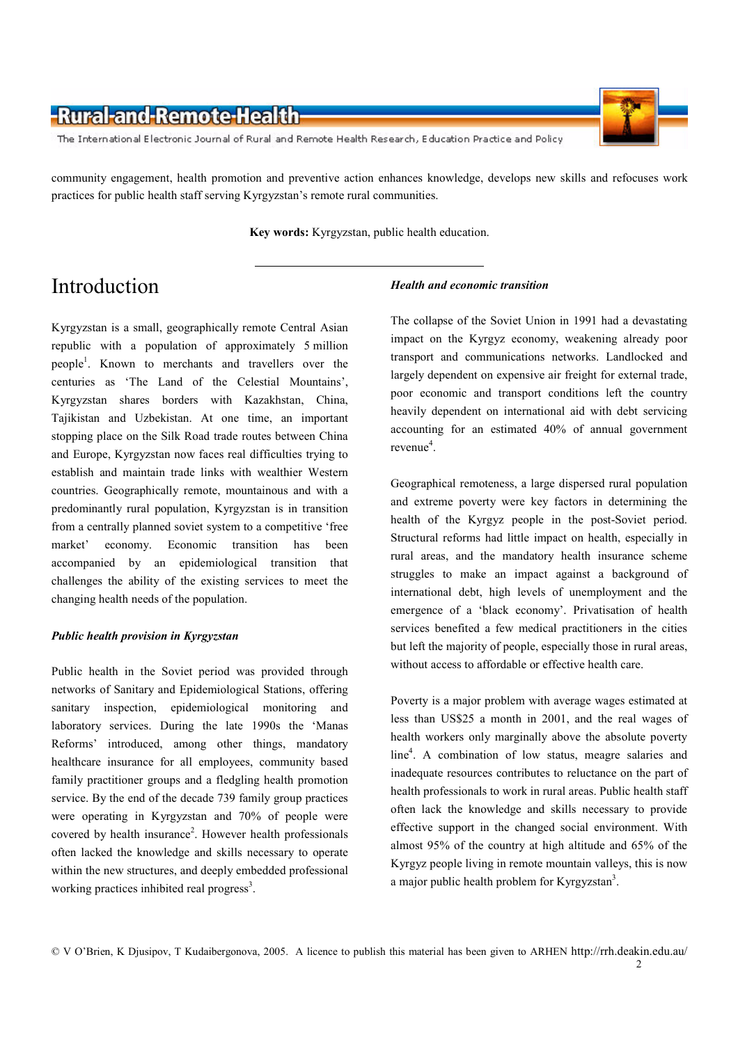community engagement, health promotion and preventive action enhances knowledge, develops new skills and refocuses work practices for public health staff serving Kyrgyzstan's remote rural communities.

**Key words:** Kyrgyzstan, public health education.

# Introduction

Kyrgyzstan is a small, geographically remote Central Asian republic with a population of approximately 5 million people[1]. Known to merchants and travellers over the centuries as 'The Land of the Celestial Mountains', Kyrgyzstan shares borders with Kazakhstan, China, Tajikistan and Uzbekistan. At one time, an important stopping place on the Silk Road trade routes between China and Europe, Kyrgyzstan now faces real difficulties trying to establish and maintain trade links with wealthier Western countries. Geographically remote, mountainous and with a predominantly rural population, Kyrgyzstan is in transition from a centrally planned soviet system to a competitive 'free market' economy. Economic transition has been accompanied by an epidemiological transition that challenges the ability of the existing services to meet the changing health needs of the population.

### *Public health provision in Kyrgyzstan*

Public health in the Soviet period was provided through networks of Sanitary and Epidemiological Stations, offering sanitary inspection, epidemiological monitoring and laboratory services. During the late 1990s the 'Manas Reforms' introduced, among other things, mandatory healthcare insurance for all employees, community based family practitioner groups and a fledgling health promotion service. By the end of the decade 739 family group practices were operating in Kyrgyzstan and 70% of people were covered by health insurance[2]. However health professionals often lacked the knowledge and skills necessary to operate within the new structures, and deeply embedded professional working practices inhibited real progress[3].

### *Health and economic transition*

The collapse of the Soviet Union in 1991 had a devastating impact on the Kyrgyz economy, weakening already poor transport and communications networks. Landlocked and largely dependent on expensive air freight for external trade, poor economic and transport conditions left the country heavily dependent on international aid with debt servicing accounting for an estimated 40% of annual government revenue[4].

Geographical remoteness, a large dispersed rural population and extreme poverty were key factors in determining the health of the Kyrgyz people in the post-Soviet period. Structural reforms had little impact on health, especially in rural areas, and the mandatory health insurance scheme struggles to make an impact against a background of international debt, high levels of unemployment and the emergence of a 'black economy'. Privatisation of health services benefited a few medical practitioners in the cities but left the majority of people, especially those in rural areas, without access to affordable or effective health care.

Poverty is a major problem with average wages estimated at less than US$25 a month in 2001, and the real wages of health workers only marginally above the absolute poverty line[4]. A combination of low status, meagre salaries and inadequate resources contributes to reluctance on the part of health professionals to work in rural areas. Public health staff often lack the knowledge and skills necessary to provide effective support in the changed social environment. With almost 95% of the country at high altitude and 65% of the Kyrgyz people living in remote mountain valleys, this is now a major public health problem for Kyrgyzstan[3].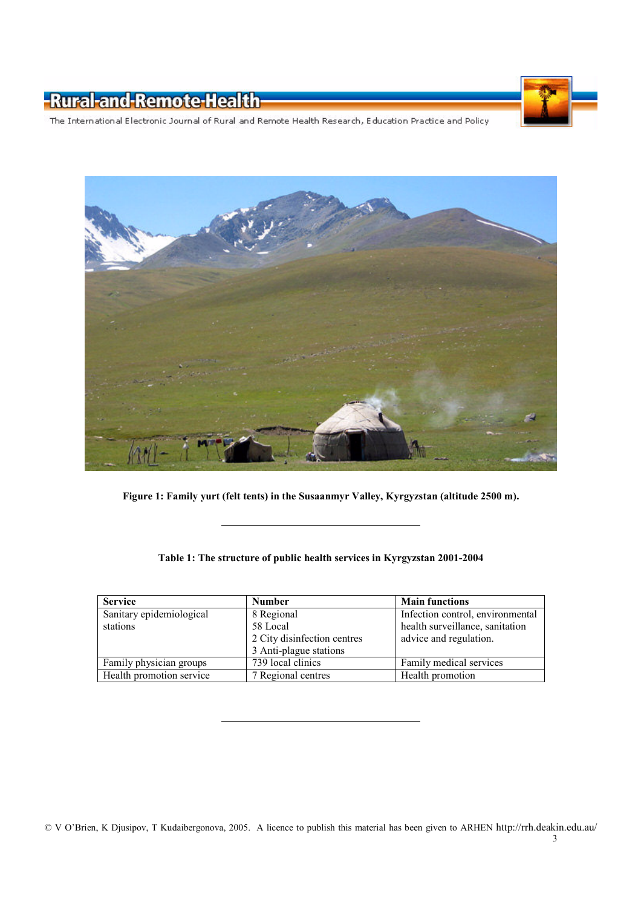**Figure 1: Family yurt (felt tents) in the Susaanmyr Valley, Kyrgyzstan (altitude 2500 m).**

**Table 1: The structure of public health services in Kyrgyzstan 2001-2004**

| Service | Number | Main functions |
|---|---|---|
| Sanitary epidemiological stations | 8 Regional<br>58 Local<br>2 City disinfection centres<br>3 Anti-plague stations | Infection control, environmental health surveillance, sanitation advice and regulation. |
| Family physician groups | 739 local clinics | Family medical services |
| Health promotion service | 7 Regional centres | Health promotion |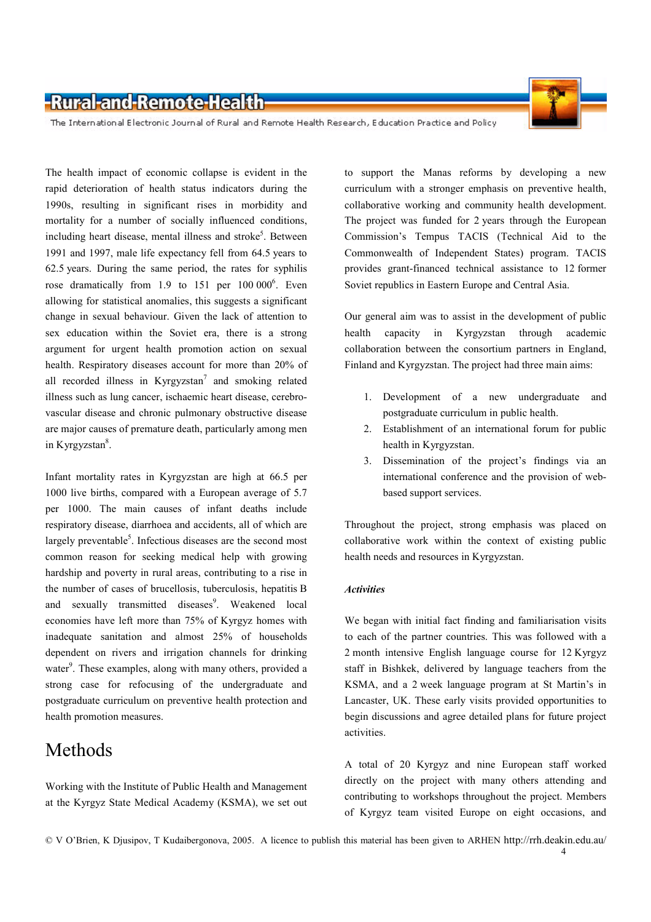The health impact of economic collapse is evident in the rapid deterioration of health status indicators during the 1990s, resulting in significant rises in morbidity and mortality for a number of socially influenced conditions, including heart disease, mental illness and stroke[5]. Between 1991 and 1997, male life expectancy fell from 64.5 years to 62.5 years. During the same period, the rates for syphilis rose dramatically from 1.9 to 151 per 100 000[6]. Even allowing for statistical anomalies, this suggests a significant change in sexual behaviour. Given the lack of attention to sex education within the Soviet era, there is a strong argument for urgent health promotion action on sexual health. Respiratory diseases account for more than 20% of all recorded illness in Kyrgyzstan[7] and smoking related illness such as lung cancer, ischaemic heart disease, cerebro-vascular disease and chronic pulmonary obstructive disease are major causes of premature death, particularly among men in Kyrgyzstan[8].

Infant mortality rates in Kyrgyzstan are high at 66.5 per 1000 live births, compared with a European average of 5.7 per 1000. The main causes of infant deaths include respiratory disease, diarrhoea and accidents, all of which are largely preventable[5]. Infectious diseases are the second most common reason for seeking medical help with growing hardship and poverty in rural areas, contributing to a rise in the number of cases of brucellosis, tuberculosis, hepatitis B and sexually transmitted diseases[9]. Weakened local economies have left more than 75% of Kyrgyz homes with inadequate sanitation and almost 25% of households dependent on rivers and irrigation channels for drinking water[9]. These examples, along with many others, provided a strong case for refocusing of the undergraduate and postgraduate curriculum on preventive health protection and health promotion measures.

# Methods

Working with the Institute of Public Health and Management at the Kyrgyz State Medical Academy (KSMA), we set out to support the Manas reforms by developing a new curriculum with a stronger emphasis on preventive health, collaborative working and community health development. The project was funded for 2 years through the European Commission's Tempus TACIS (Technical Aid to the Commonwealth of Independent States) program. TACIS provides grant-financed technical assistance to 12 former Soviet republics in Eastern Europe and Central Asia.

Our general aim was to assist in the development of public health capacity in Kyrgyzstan through academic collaboration between the consortium partners in England, Finland and Kyrgyzstan. The project had three main aims:

1. Development of a new undergraduate and postgraduate curriculum in public health.
2. Establishment of an international forum for public health in Kyrgyzstan.
3. Dissemination of the project's findings via an international conference and the provision of web-based support services.

Throughout the project, strong emphasis was placed on collaborative work within the context of existing public health needs and resources in Kyrgyzstan.

### *Activities*

We began with initial fact finding and familiarisation visits to each of the partner countries. This was followed with a 2 month intensive English language course for 12 Kyrgyz staff in Bishkek, delivered by language teachers from the KSMA, and a 2 week language program at St Martin's in Lancaster, UK. These early visits provided opportunities to begin discussions and agree detailed plans for future project activities.

A total of 20 Kyrgyz and nine European staff worked directly on the project with many others attending and contributing to workshops throughout the project. Members of Kyrgyz team visited Europe on eight occasions, and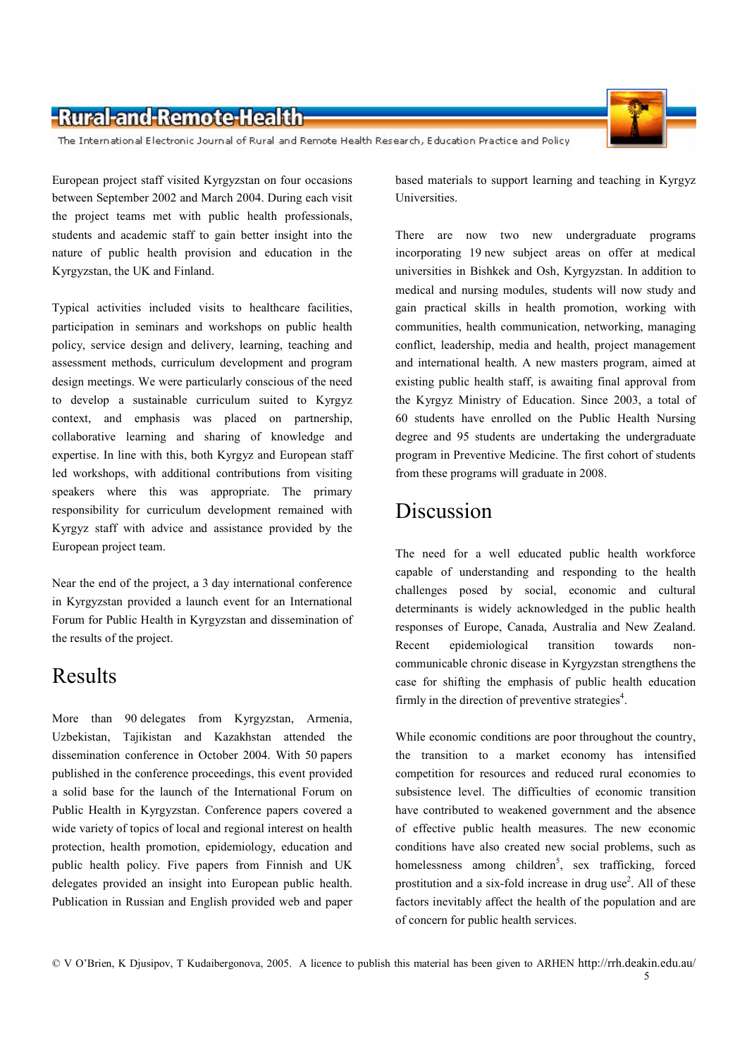European project staff visited Kyrgyzstan on four occasions between September 2002 and March 2004. During each visit the project teams met with public health professionals, students and academic staff to gain better insight into the nature of public health provision and education in the Kyrgyzstan, the UK and Finland.

Typical activities included visits to healthcare facilities, participation in seminars and workshops on public health policy, service design and delivery, learning, teaching and assessment methods, curriculum development and program design meetings. We were particularly conscious of the need to develop a sustainable curriculum suited to Kyrgyz context, and emphasis was placed on partnership, collaborative learning and sharing of knowledge and expertise. In line with this, both Kyrgyz and European staff led workshops, with additional contributions from visiting speakers where this was appropriate. The primary responsibility for curriculum development remained with Kyrgyz staff with advice and assistance provided by the European project team.

Near the end of the project, a 3 day international conference in Kyrgyzstan provided a launch event for an International Forum for Public Health in Kyrgyzstan and dissemination of the results of the project.

# Results

More than 90 delegates from Kyrgyzstan, Armenia, Uzbekistan, Tajikistan and Kazakhstan attended the dissemination conference in October 2004. With 50 papers published in the conference proceedings, this event provided a solid base for the launch of the International Forum on Public Health in Kyrgyzstan. Conference papers covered a wide variety of topics of local and regional interest on health protection, health promotion, epidemiology, education and public health policy. Five papers from Finnish and UK delegates provided an insight into European public health. Publication in Russian and English provided web and paper based materials to support learning and teaching in Kyrgyz Universities.

There are now two new undergraduate programs incorporating 19 new subject areas on offer at medical universities in Bishkek and Osh, Kyrgyzstan. In addition to medical and nursing modules, students will now study and gain practical skills in health promotion, working with communities, health communication, networking, managing conflict, leadership, media and health, project management and international health. A new masters program, aimed at existing public health staff, is awaiting final approval from the Kyrgyz Ministry of Education. Since 2003, a total of 60 students have enrolled on the Public Health Nursing degree and 95 students are undertaking the undergraduate program in Preventive Medicine. The first cohort of students from these programs will graduate in 2008.

# Discussion

The need for a well educated public health workforce capable of understanding and responding to the health challenges posed by social, economic and cultural determinants is widely acknowledged in the public health responses of Europe, Canada, Australia and New Zealand. Recent epidemiological transition towards non-communicable chronic disease in Kyrgyzstan strengthens the case for shifting the emphasis of public health education firmly in the direction of preventive strategies[4].

While economic conditions are poor throughout the country, the transition to a market economy has intensified competition for resources and reduced rural economies to subsistence level. The difficulties of economic transition have contributed to weakened government and the absence of effective public health measures. The new economic conditions have also created new social problems, such as homelessness among children[5], sex trafficking, forced prostitution and a six-fold increase in drug use[2]. All of these factors inevitably affect the health of the population and are of concern for public health services.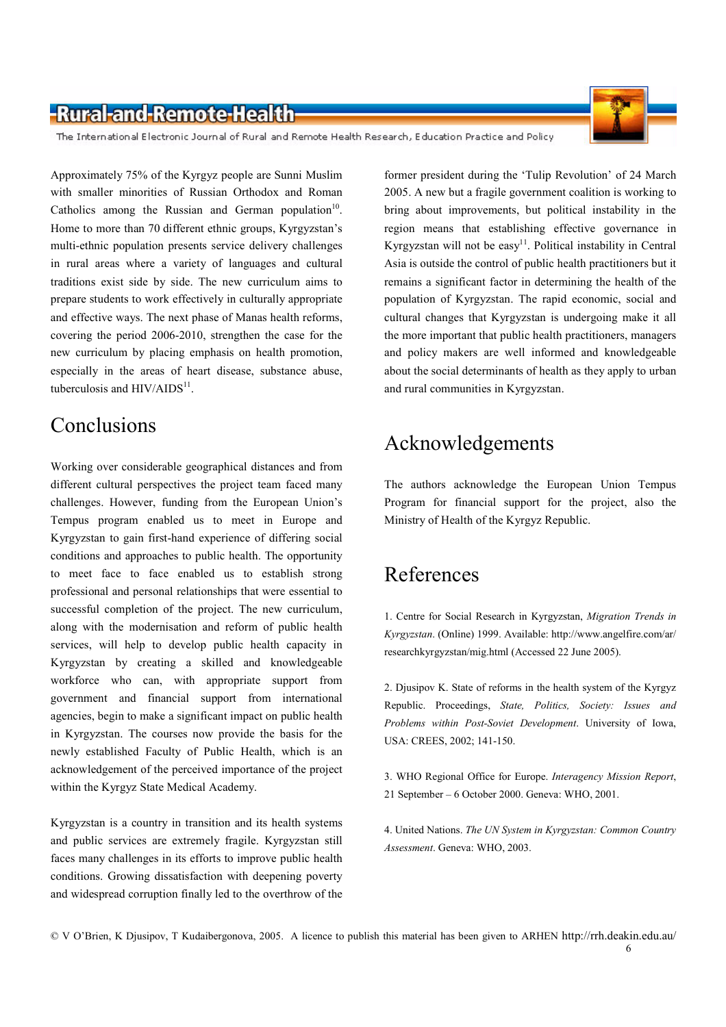Approximately 75% of the Kyrgyz people are Sunni Muslim with smaller minorities of Russian Orthodox and Roman Catholics among the Russian and German population[10]. Home to more than 70 different ethnic groups, Kyrgyzstan's multi-ethnic population presents service delivery challenges in rural areas where a variety of languages and cultural traditions exist side by side. The new curriculum aims to prepare students to work effectively in culturally appropriate and effective ways. The next phase of Manas health reforms, covering the period 2006-2010, strengthen the case for the new curriculum by placing emphasis on health promotion, especially in the areas of heart disease, substance abuse, tuberculosis and HIV/AIDS[11].

## Conclusions

Working over considerable geographical distances and from different cultural perspectives the project team faced many challenges. However, funding from the European Union's Tempus program enabled us to meet in Europe and Kyrgyzstan to gain first-hand experience of differing social conditions and approaches to public health. The opportunity to meet face to face enabled us to establish strong professional and personal relationships that were essential to successful completion of the project. The new curriculum, along with the modernisation and reform of public health services, will help to develop public health capacity in Kyrgyzstan by creating a skilled and knowledgeable workforce who can, with appropriate support from government and financial support from international agencies, begin to make a significant impact on public health in Kyrgyzstan. The courses now provide the basis for the newly established Faculty of Public Health, which is an acknowledgement of the perceived importance of the project within the Kyrgyz State Medical Academy.

Kyrgyzstan is a country in transition and its health systems and public services are extremely fragile. Kyrgyzstan still faces many challenges in its efforts to improve public health conditions. Growing dissatisfaction with deepening poverty and widespread corruption finally led to the overthrow of the former president during the 'Tulip Revolution' of 24 March 2005. A new but a fragile government coalition is working to bring about improvements, but political instability in the region means that establishing effective governance in Kyrgyzstan will not be easy[11]. Political instability in Central Asia is outside the control of public health practitioners but it remains a significant factor in determining the health of the population of Kyrgyzstan. The rapid economic, social and cultural changes that Kyrgyzstan is undergoing make it all the more important that public health practitioners, managers and policy makers are well informed and knowledgeable about the social determinants of health as they apply to urban and rural communities in Kyrgyzstan.

## Acknowledgements

The authors acknowledge the European Union Tempus Program for financial support for the project, also the Ministry of Health of the Kyrgyz Republic.

## References

1. Centre for Social Research in Kyrgyzstan, *Migration Trends in Kyrgyzstan*. (Online) 1999. Available: http://www.angelfire.com/ar/researchkyrgyzstan/mig.html (Accessed 22 June 2005).

2. Djusipov K. State of reforms in the health system of the Kyrgyz Republic. Proceedings, *State, Politics, Society: Issues and Problems within Post-Soviet Development*. University of Iowa, USA: CREES, 2002; 141-150.

3. WHO Regional Office for Europe. *Interagency Mission Report*, 21 September – 6 October 2000. Geneva: WHO, 2001.

4. United Nations. *The UN System in Kyrgyzstan: Common Country Assessment*. Geneva: WHO, 2003.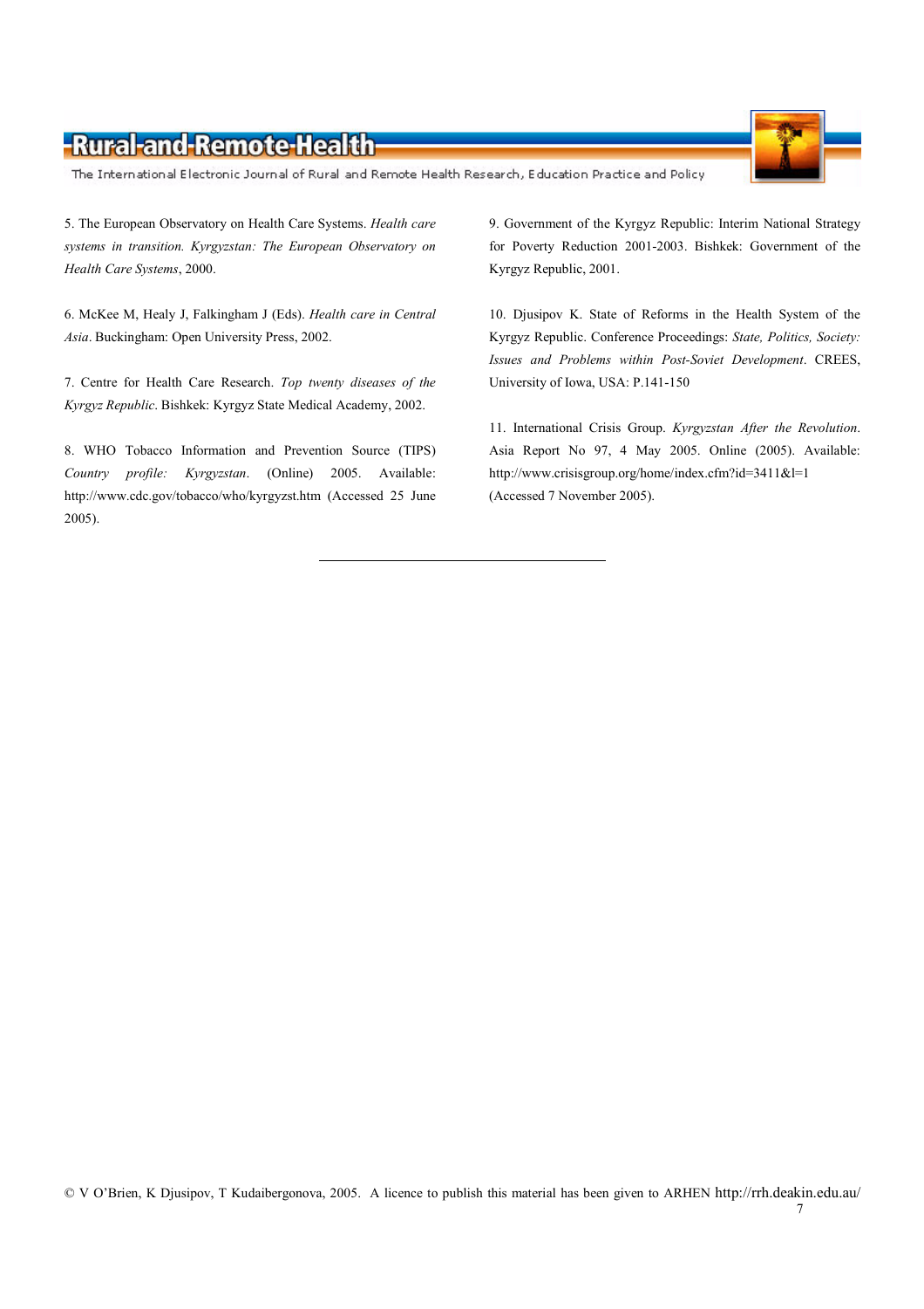5. The European Observatory on Health Care Systems. *Health care systems in transition. Kyrgyzstan: The European Observatory on Health Care Systems*, 2000.

6. McKee M, Healy J, Falkingham J (Eds). *Health care in Central Asia*. Buckingham: Open University Press, 2002.

7. Centre for Health Care Research. *Top twenty diseases of the Kyrgyz Republic*. Bishkek: Kyrgyz State Medical Academy, 2002.

8. WHO Tobacco Information and Prevention Source (TIPS) *Country profile: Kyrgyzstan*. (Online) 2005. Available: http://www.cdc.gov/tobacco/who/kyrgyzst.htm (Accessed 25 June 2005).

9. Government of the Kyrgyz Republic: Interim National Strategy for Poverty Reduction 2001-2003. Bishkek: Government of the Kyrgyz Republic, 2001.

10. Djusipov K. State of Reforms in the Health System of the Kyrgyz Republic. Conference Proceedings: *State, Politics, Society: Issues and Problems within Post-Soviet Development*. CREES, University of Iowa, USA: P.141-150

11. International Crisis Group. *Kyrgyzstan After the Revolution*. Asia Report No 97, 4 May 2005. Online (2005). Available: http://www.crisisgroup.org/home/index.cfm?id=3411&l=1 (Accessed 7 November 2005).

---

© V O'Brien, K Djusipov, T Kudaibergonova, 2005. A licence to publish this material has been given to ARHEN http://rrh.deakin.edu.au/